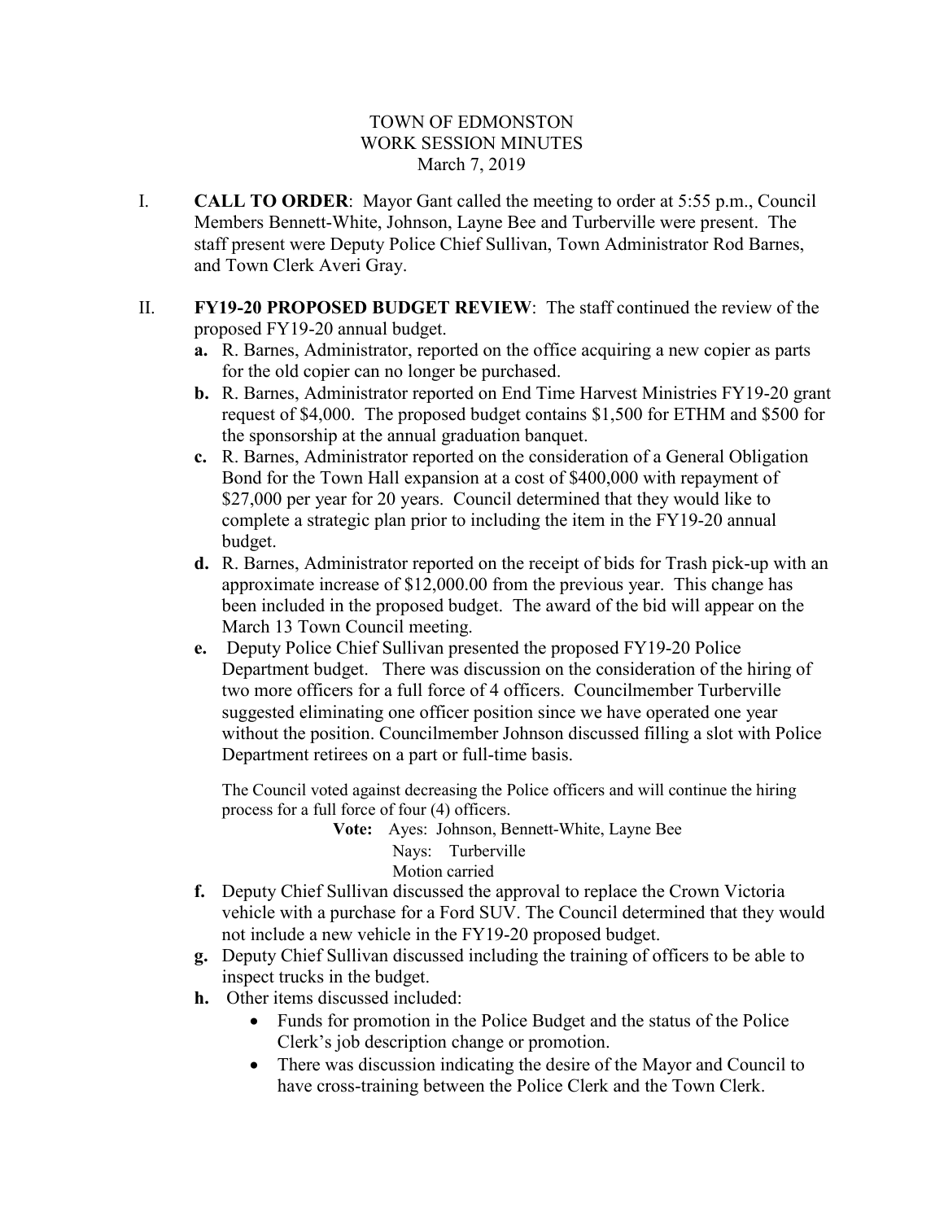# TOWN OF EDMONSTON
## WORK SESSION MINUTES
### March 7, 2019

I. **CALL TO ORDER**: Mayor Gant called the meeting to order at 5:55 p.m., Council Members Bennett-White, Johnson, Layne Bee and Turberville were present. The staff present were Deputy Police Chief Sullivan, Town Administrator Rod Barnes, and Town Clerk Averi Gray.

II. **FY19-20 PROPOSED BUDGET REVIEW**: The staff continued the review of the proposed FY19-20 annual budget.

   **a.** R. Barnes, Administrator, reported on the office acquiring a new copier as parts for the old copier can no longer be purchased.

   **b.** R. Barnes, Administrator reported on End Time Harvest Ministries FY19-20 grant request of $4,000. The proposed budget contains $1,500 for ETHM and $500 for the sponsorship at the annual graduation banquet.

   **c.** R. Barnes, Administrator reported on the consideration of a General Obligation Bond for the Town Hall expansion at a cost of $400,000 with repayment of $27,000 per year for 20 years. Council determined that they would like to complete a strategic plan prior to including the item in the FY19-20 annual budget.

   **d.** R. Barnes, Administrator reported on the receipt of bids for Trash pick-up with an approximate increase of $12,000.00 from the previous year. This change has been included in the proposed budget. The award of the bid will appear on the March 13 Town Council meeting.

   **e.** Deputy Police Chief Sullivan presented the proposed FY19-20 Police Department budget. There was discussion on the consideration of the hiring of two more officers for a full force of 4 officers. Councilmember Turberville suggested eliminating one officer position since we have operated one year without the position. Councilmember Johnson discussed filling a slot with Police Department retirees on a part or full-time basis.

   The Council voted against decreasing the Police officers and will continue the hiring process for a full force of four (4) officers.

   **Vote:** Ayes: Johnson, Bennett-White, Layne Bee
   Nays: Turberville
   Motion carried

   **f.** Deputy Chief Sullivan discussed the approval to replace the Crown Victoria vehicle with a purchase for a Ford SUV. The Council determined that they would not include a new vehicle in the FY19-20 proposed budget.

   **g.** Deputy Chief Sullivan discussed including the training of officers to be able to inspect trucks in the budget.

   **h.** Other items discussed included:
   - Funds for promotion in the Police Budget and the status of the Police Clerk's job description change or promotion.
   - There was discussion indicating the desire of the Mayor and Council to have cross-training between the Police Clerk and the Town Clerk.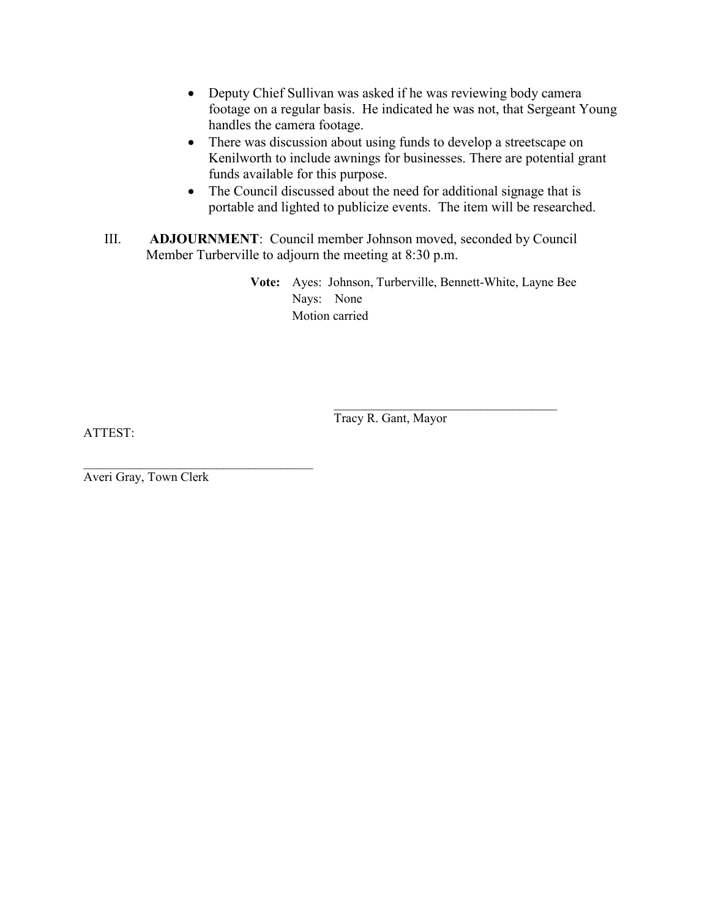- Deputy Chief Sullivan was asked if he was reviewing body camera footage on a regular basis. He indicated he was not, that Sergeant Young handles the camera footage.
- There was discussion about using funds to develop a streetscape on Kenilworth to include awnings for businesses. There are potential grant funds available for this purpose.
- The Council discussed about the need for additional signage that is portable and lighted to publicize events. The item will be researched.

III. **ADJOURNMENT**: Council member Johnson moved, seconded by Council Member Turberville to adjourn the meeting at 8:30 p.m.

**Vote:** Ayes: Johnson, Turberville, Bennett-White, Layne Bee
Nays: None
Motion carried

\_\_\_\_\_\_\_\_\_\_\_\_\_\_\_\_\_\_\_\_\_\_\_\_\_\_\_\_\_\_\_\_\_\_\_\_
Tracy R. Gant, Mayor

ATTEST:

\_\_\_\_\_\_\_\_\_\_\_\_\_\_\_\_\_\_\_\_\_\_\_\_\_\_\_\_\_\_\_\_\_\_\_\_
Averi Gray, Town Clerk